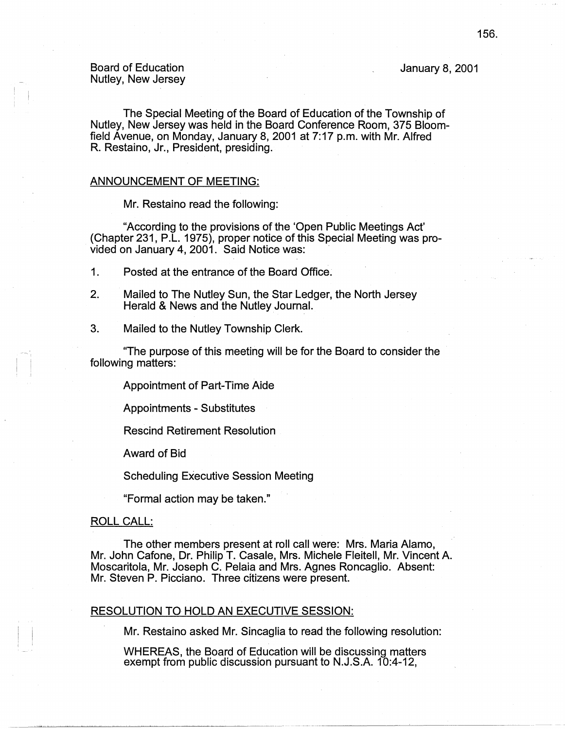Board of Education
Nutley, New Jersey

January 8, 2001

The Special Meeting of the Board of Education of the Township of Nutley, New Jersey was held in the Board Conference Room, 375 Bloomfield Avenue, on Monday, January 8, 2001 at 7:17 p.m. with Mr. Alfred R. Restaino, Jr., President, presiding.

ANNOUNCEMENT OF MEETING:

Mr. Restaino read the following:

"According to the provisions of the 'Open Public Meetings Act' (Chapter 231, P.L. 1975), proper notice of this Special Meeting was provided on January 4, 2001. Said Notice was:

1. Posted at the entrance of the Board Office.
2. Mailed to The Nutley Sun, the Star Ledger, the North Jersey Herald & News and the Nutley Journal.
3. Mailed to the Nutley Township Clerk.

"The purpose of this meeting will be for the Board to consider the following matters:

Appointment of Part-Time Aide

Appointments - Substitutes

Rescind Retirement Resolution

Award of Bid

Scheduling Executive Session Meeting

"Formal action may be taken."

ROLL CALL:

The other members present at roll call were: Mrs. Maria Alamo, Mr. John Cafone, Dr. Philip T. Casale, Mrs. Michele Fleitell, Mr. Vincent A. Moscaritola, Mr. Joseph C. Pelaia and Mrs. Agnes Roncaglio. Absent: Mr. Steven P. Picciano. Three citizens were present.

RESOLUTION TO HOLD AN EXECUTIVE SESSION:

Mr. Restaino asked Mr. Sincaglia to read the following resolution:

WHEREAS, the Board of Education will be discussing matters exempt from public discussion pursuant to N.J.S.A. 10:4-12,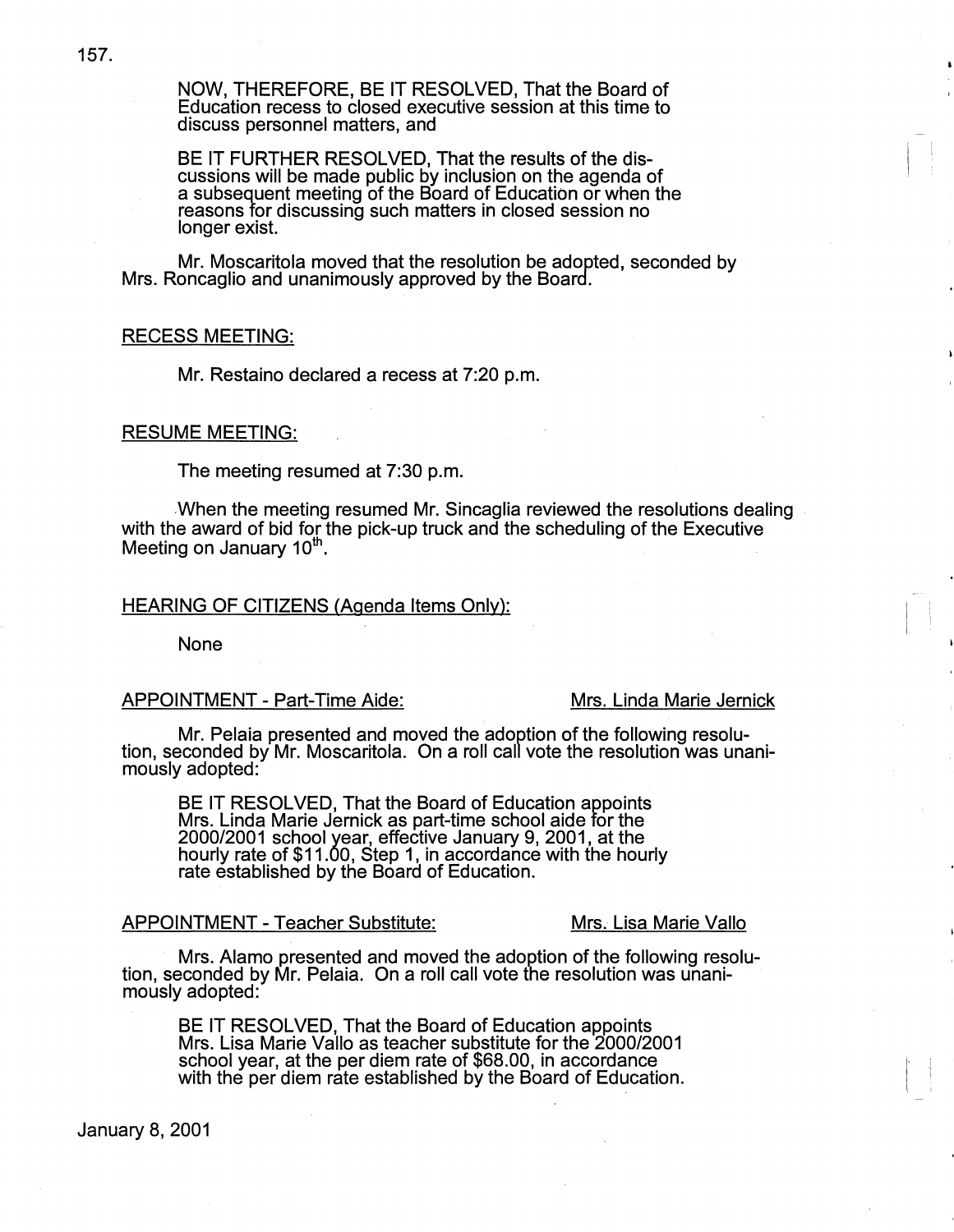NOW, THEREFORE, BE IT RESOLVED, That the Board of Education recess to closed executive session at this time to discuss personnel matters, and

BE IT FURTHER RESOLVED, That the results of the discussions will be made public by inclusion on the agenda of a subsequent meeting of the Board of Education or when the reasons for discussing such matters in closed session no longer exist.

Mr. Moscaritola moved that the resolution be adopted, seconded by Mrs. Roncaglio and unanimously approved by the Board.

RECESS MEETING:

Mr. Restaino declared a recess at 7:20 p.m.

RESUME MEETING:

The meeting resumed at 7:30 p.m.

When the meeting resumed Mr. Sincaglia reviewed the resolutions dealing with the award of bid for the pick-up truck and the scheduling of the Executive Meeting on January 10th.

HEARING OF CITIZENS (Agenda Items Only):

None

APPOINTMENT - Part-Time Aide: Mrs. Linda Marie Jernick

Mr. Pelaia presented and moved the adoption of the following resolution, seconded by Mr. Moscaritola. On a roll call vote the resolution was unanimously adopted:

BE IT RESOLVED, That the Board of Education appoints Mrs. Linda Marie Jernick as part-time school aide for the 2000/2001 school year, effective January 9, 2001, at the hourly rate of $11.00, Step 1, in accordance with the hourly rate established by the Board of Education.

APPOINTMENT - Teacher Substitute: Mrs. Lisa Marie Vallo

Mrs. Alamo presented and moved the adoption of the following resolution, seconded by Mr. Pelaia. On a roll call vote the resolution was unanimously adopted:

BE IT RESOLVED, That the Board of Education appoints Mrs. Lisa Marie Vallo as teacher substitute for the 2000/2001 school year, at the per diem rate of $68.00, in accordance with the per diem rate established by the Board of Education.

January 8, 2001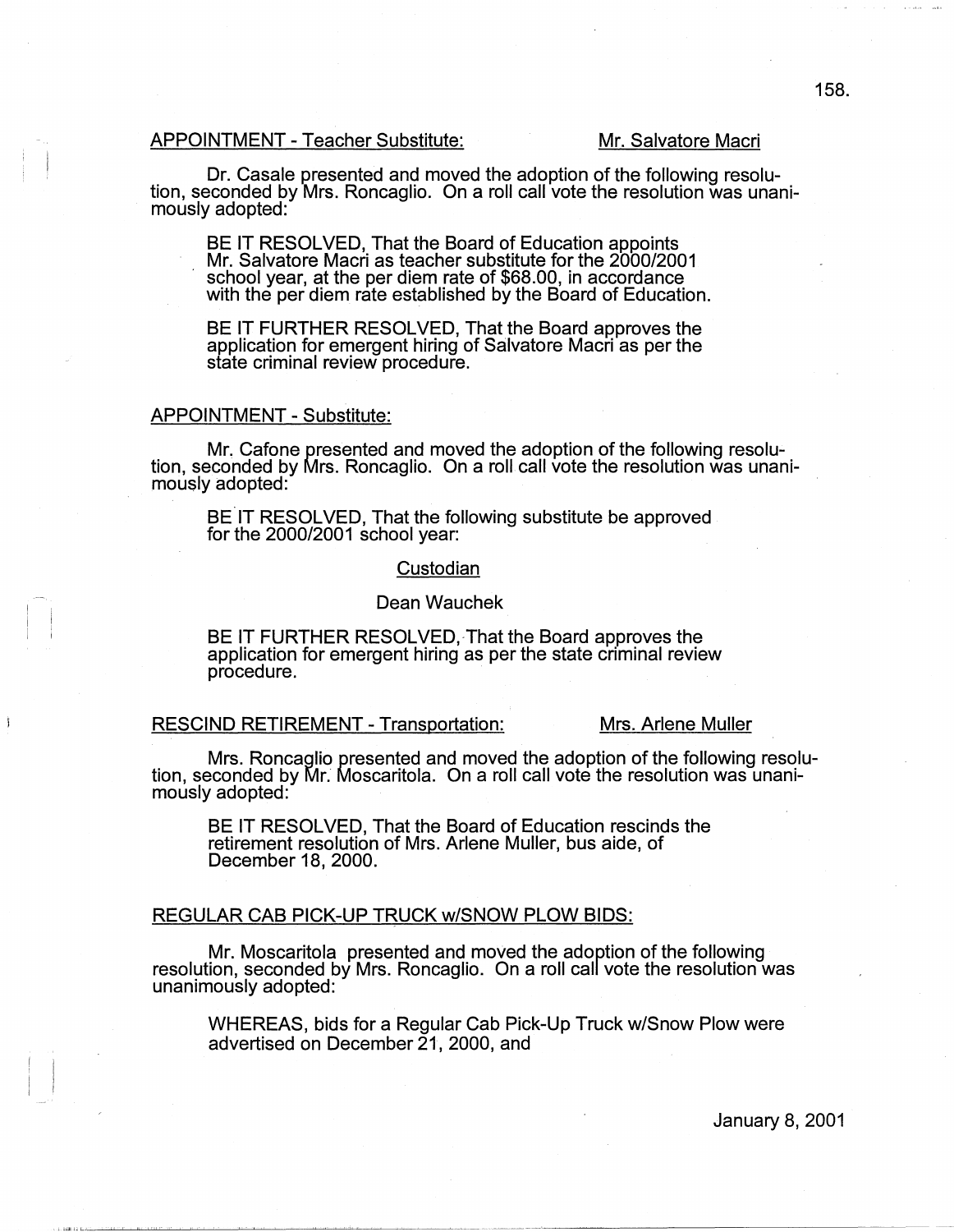APPOINTMENT - Teacher Substitute: Mr. Salvatore Macri

Dr. Casale presented and moved the adoption of the following resolution, seconded by Mrs. Roncaglio. On a roll call vote the resolution was unanimously adopted:

> BE IT RESOLVED, That the Board of Education appoints Mr. Salvatore Macri as teacher substitute for the 2000/2001 school year, at the per diem rate of $68.00, in accordance with the per diem rate established by the Board of Education.
>
> BE IT FURTHER RESOLVED, That the Board approves the application for emergent hiring of Salvatore Macri as per the state criminal review procedure.

APPOINTMENT - Substitute:

Mr. Cafone presented and moved the adoption of the following resolution, seconded by Mrs. Roncaglio. On a roll call vote the resolution was unanimously adopted:

> BE IT RESOLVED, That the following substitute be approved for the 2000/2001 school year:
>
> Custodian
>
> Dean Wauchek
>
> BE IT FURTHER RESOLVED, That the Board approves the application for emergent hiring as per the state criminal review procedure.

RESCIND RETIREMENT - Transportation: Mrs. Arlene Muller

Mrs. Roncaglio presented and moved the adoption of the following resolution, seconded by Mr. Moscaritola. On a roll call vote the resolution was unanimously adopted:

> BE IT RESOLVED, That the Board of Education rescinds the retirement resolution of Mrs. Arlene Muller, bus aide, of December 18, 2000.

REGULAR CAB PICK-UP TRUCK w/SNOW PLOW BIDS:

Mr. Moscaritola presented and moved the adoption of the following resolution, seconded by Mrs. Roncaglio. On a roll call vote the resolution was unanimously adopted:

> WHEREAS, bids for a Regular Cab Pick-Up Truck w/Snow Plow were advertised on December 21, 2000, and

January 8, 2001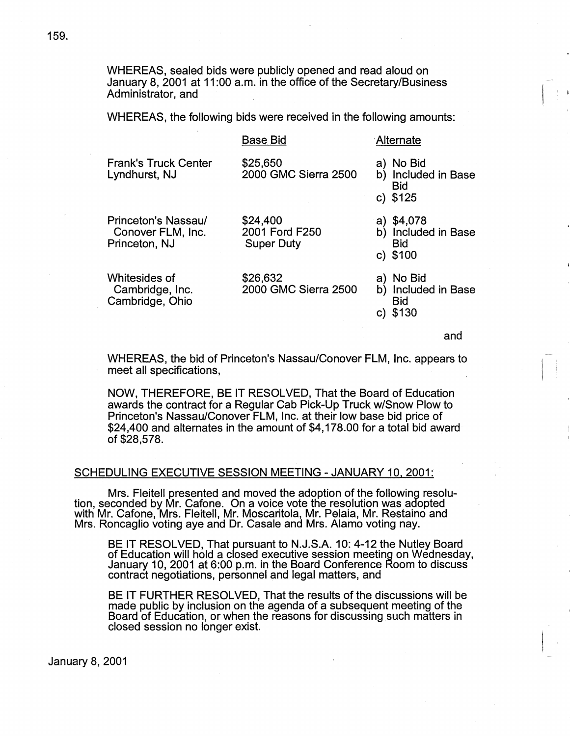WHEREAS, sealed bids were publicly opened and read aloud on January 8, 2001 at 11:00 a.m. in the office of the Secretary/Business Administrator, and

WHEREAS, the following bids were received in the following amounts:

| | Base Bid | Alternate |
|---|---|---|
| Frank's Truck Center Lyndhurst, NJ | $25,650 2000 GMC Sierra 2500 | a) No Bid b) Included in Base Bid c) $125 |
| Princeton's Nassau/ Conover FLM, Inc. Princeton, NJ | $24,400 2001 Ford F250 Super Duty | a) $4,078 b) Included in Base Bid c) $100 |
| Whitesides of Cambridge, Inc. Cambridge, Ohio | $26,632 2000 GMC Sierra 2500 | a) No Bid b) Included in Base Bid c) $130 |

and

WHEREAS, the bid of Princeton's Nassau/Conover FLM, Inc. appears to meet all specifications,

NOW, THEREFORE, BE IT RESOLVED, That the Board of Education awards the contract for a Regular Cab Pick-Up Truck w/Snow Plow to Princeton's Nassau/Conover FLM, Inc. at their low base bid price of $24,400 and alternates in the amount of $4,178.00 for a total bid award of $28,578.

## SCHEDULING EXECUTIVE SESSION MEETING - JANUARY 10, 2001:

Mrs. Fleitell presented and moved the adoption of the following resolution, seconded by Mr. Cafone. On a voice vote the resolution was adopted with Mr. Cafone, Mrs. Fleitell, Mr. Moscaritola, Mr. Pelaia, Mr. Restaino and Mrs. Roncaglio voting aye and Dr. Casale and Mrs. Alamo voting nay.

BE IT RESOLVED, That pursuant to N.J.S.A. 10: 4-12 the Nutley Board of Education will hold a closed executive session meeting on Wednesday, January 10, 2001 at 6:00 p.m. in the Board Conference Room to discuss contract negotiations, personnel and legal matters, and

BE IT FURTHER RESOLVED, That the results of the discussions will be made public by inclusion on the agenda of a subsequent meeting of the Board of Education, or when the reasons for discussing such matters in closed session no longer exist.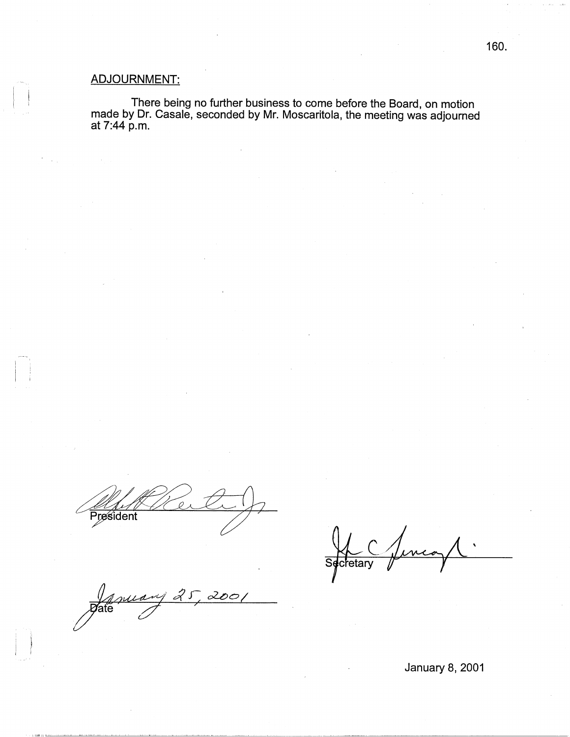## ADJOURNMENT:

There being no further business to come before the Board, on motion made by Dr. Casale, seconded by Mr. Moscaritola, the meeting was adjourned at 7:44 p.m.

President

Secretary

January 25, 2001
Date

January 8, 2001